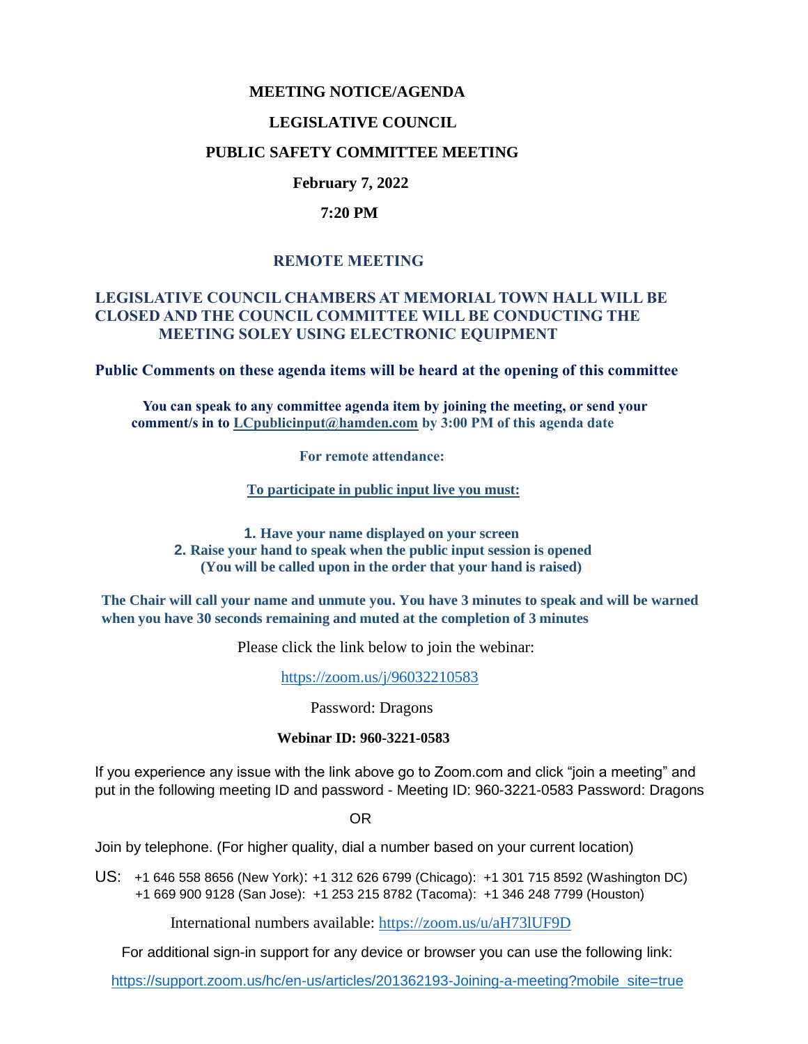# MEETING NOTICE/AGENDA

## LEGISLATIVE COUNCIL

## PUBLIC SAFETY COMMITTEE MEETING

**February 7, 2022**

**7:20 PM**

### REMOTE MEETING

**LEGISLATIVE COUNCIL CHAMBERS AT MEMORIAL TOWN HALL WILL BE CLOSED AND THE COUNCIL COMMITTEE WILL BE CONDUCTING THE MEETING SOLEY USING ELECTRONIC EQUIPMENT**

**Public Comments on these agenda items will be heard at the opening of this committee**

**You can speak to any committee agenda item by joining the meeting, or send your comment/s in to LCpublicinput@hamden.com by 3:00 PM of this agenda date**

**For remote attendance:**

**To participate in public input live you must:**

1. **Have your name displayed on your screen**
2. **Raise your hand to speak when the public input session is opened (You will be called upon in the order that your hand is raised)**

**The Chair will call your name and unmute you. You have 3 minutes to speak and will be warned when you have 30 seconds remaining and muted at the completion of 3 minutes**

Please click the link below to join the webinar:

https://zoom.us/j/96032210583

Password: Dragons

**Webinar ID: 960-3221-0583**

If you experience any issue with the link above go to Zoom.com and click "join a meeting" and put in the following meeting ID and password - Meeting ID: 960-3221-0583 Password: Dragons

OR

Join by telephone. (For higher quality, dial a number based on your current location)

US: +1 646 558 8656 (New York): +1 312 626 6799 (Chicago): +1 301 715 8592 (Washington DC)
+1 669 900 9128 (San Jose): +1 253 215 8782 (Tacoma): +1 346 248 7799 (Houston)

International numbers available: https://zoom.us/u/aH73lUF9D

For additional sign-in support for any device or browser you can use the following link:

https://support.zoom.us/hc/en-us/articles/201362193-Joining-a-meeting?mobile_site=true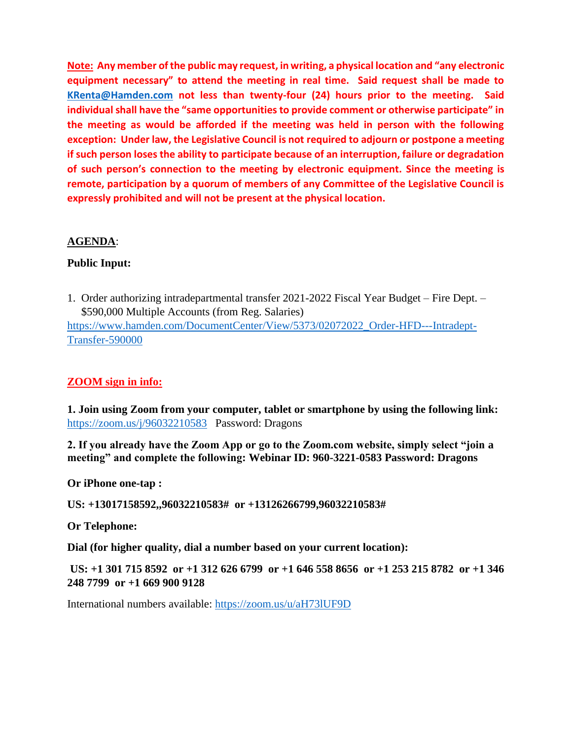**Note: Any member of the public may request, in writing, a physical location and "any electronic equipment necessary" to attend the meeting in real time. Said request shall be made to KRenta@Hamden.com not less than twenty-four (24) hours prior to the meeting. Said individual shall have the "same opportunities to provide comment or otherwise participate" in the meeting as would be afforded if the meeting was held in person with the following exception: Under law, the Legislative Council is not required to adjourn or postpone a meeting if such person loses the ability to participate because of an interruption, failure or degradation of such person's connection to the meeting by electronic equipment. Since the meeting is remote, participation by a quorum of members of any Committee of the Legislative Council is expressly prohibited and will not be present at the physical location.**

**AGENDA**:

**Public Input:**

1. Order authorizing intradepartmental transfer 2021-2022 Fiscal Year Budget – Fire Dept. – $590,000 Multiple Accounts (from Reg. Salaries)

https://www.hamden.com/DocumentCenter/View/5373/02072022_Order-HFD---Intradept-Transfer-590000

**ZOOM sign in info:**

**1. Join using Zoom from your computer, tablet or smartphone by using the following link:** https://zoom.us/j/96032210583 Password: Dragons

**2. If you already have the Zoom App or go to the Zoom.com website, simply select "join a meeting" and complete the following: Webinar ID: 960-3221-0583 Password: Dragons**

**Or iPhone one-tap :**

**US: +13017158592,,96032210583# or +13126266799,96032210583#**

**Or Telephone:**

**Dial (for higher quality, dial a number based on your current location):**

**US: +1 301 715 8592 or +1 312 626 6799 or +1 646 558 8656 or +1 253 215 8782 or +1 346 248 7799 or +1 669 900 9128**

International numbers available: https://zoom.us/u/aH73lUF9D